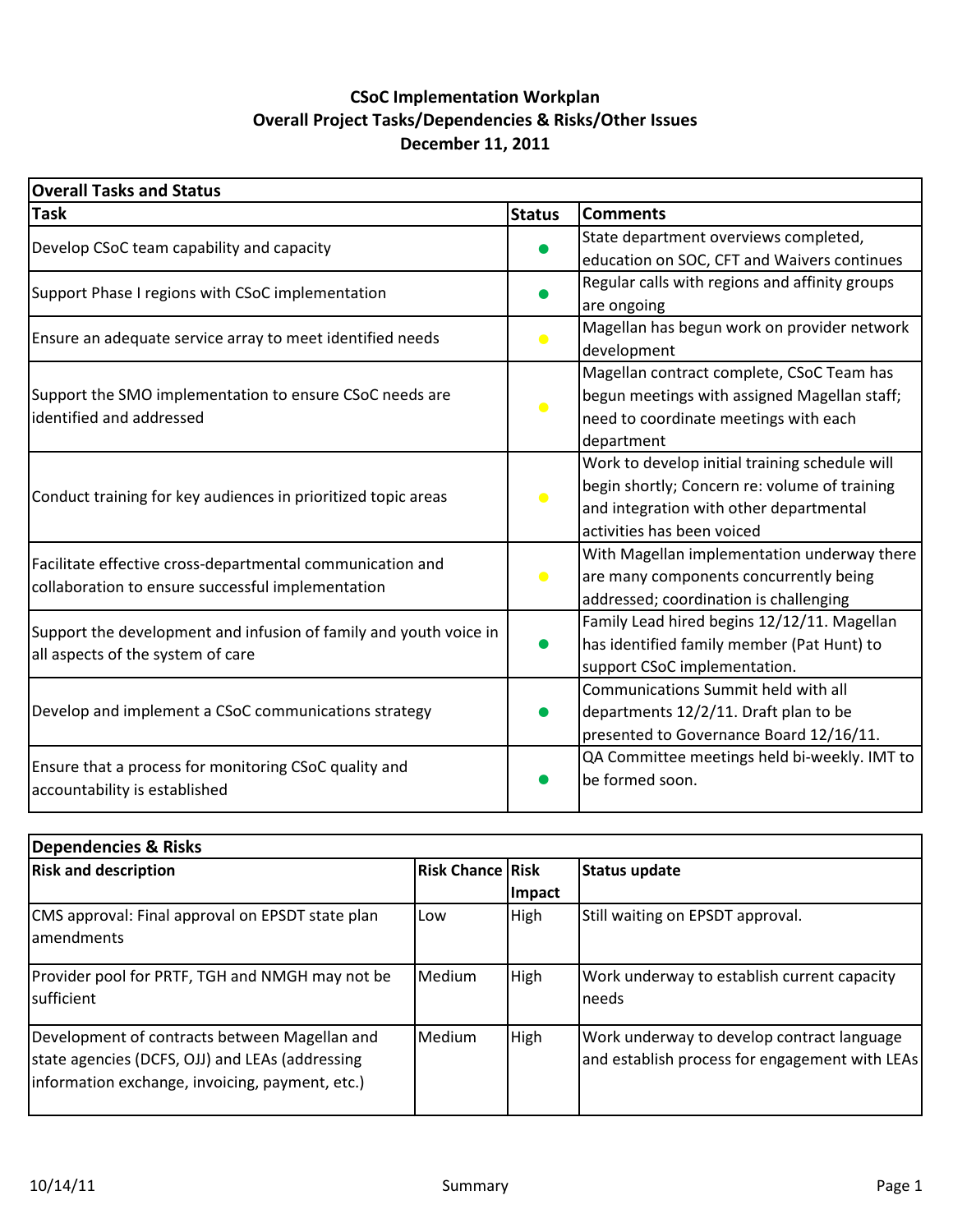# CSoC Implementation Workplan
## Overall Project Tasks/Dependencies & Risks/Other Issues
### December 11, 2011

**Overall Tasks and Status**

| Task | Status | Comments |
|---|---|---|
| Develop CSoC team capability and capacity | ● | State department overviews completed, education on SOC, CFT and Waivers continues |
| Support Phase I regions with CSoC implementation | ● | Regular calls with regions and affinity groups are ongoing |
| Ensure an adequate service array to meet identified needs | ● | Magellan has begun work on provider network development |
| Support the SMO implementation to ensure CSoC needs are identified and addressed | ● | Magellan contract complete, CSoC Team has begun meetings with assigned Magellan staff; need to coordinate meetings with each department |
| Conduct training for key audiences in prioritized topic areas | ● | Work to develop initial training schedule will begin shortly; Concern re: volume of training and integration with other departmental activities has been voiced |
| Facilitate effective cross-departmental communication and collaboration to ensure successful implementation | ● | With Magellan implementation underway there are many components concurrently being addressed; coordination is challenging |
| Support the development and infusion of family and youth voice in all aspects of the system of care | ● | Family Lead hired begins 12/12/11. Magellan has identified family member (Pat Hunt) to support CSoC implementation. |
| Develop and implement a CSoC communications strategy | ● | Communications Summit held with all departments 12/2/11. Draft plan to be presented to Governance Board 12/16/11. |
| Ensure that a process for monitoring CSoC quality and accountability is established | ● | QA Committee meetings held bi-weekly. IMT to be formed soon. |

**Dependencies & Risks**

| Risk and description | Risk Chance | Risk Impact | Status update |
|---|---|---|---|
| CMS approval: Final approval on EPSDT state plan amendments | Low | High | Still waiting on EPSDT approval. |
| Provider pool for PRTF, TGH and NMGH may not be sufficient | Medium | High | Work underway to establish current capacity needs |
| Development of contracts between Magellan and state agencies (DCFS, OJJ) and LEAs (addressing information exchange, invoicing, payment, etc.) | Medium | High | Work underway to develop contract language and establish process for engagement with LEAs |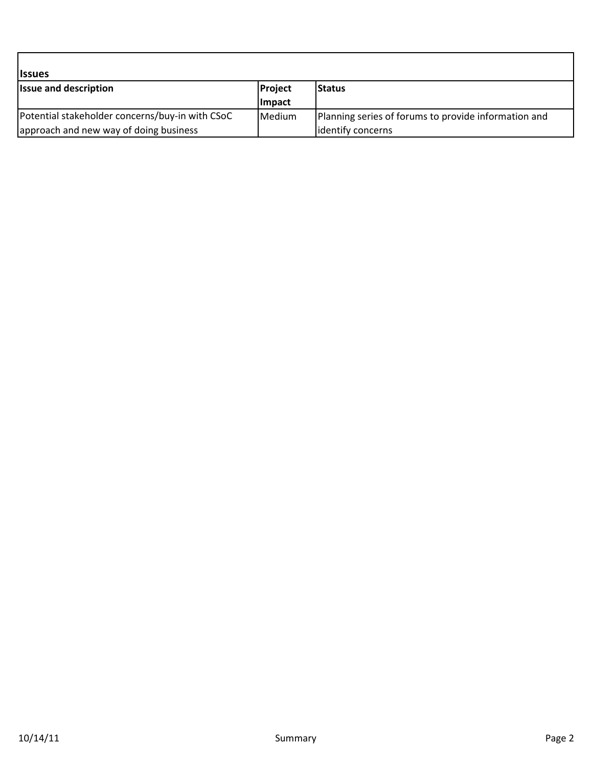## Issues

| Issue and description | Project Impact | Status |
|---|---|---|
| Potential stakeholder concerns/buy-in with CSoC approach and new way of doing business | Medium | Planning series of forums to provide information and identify concerns |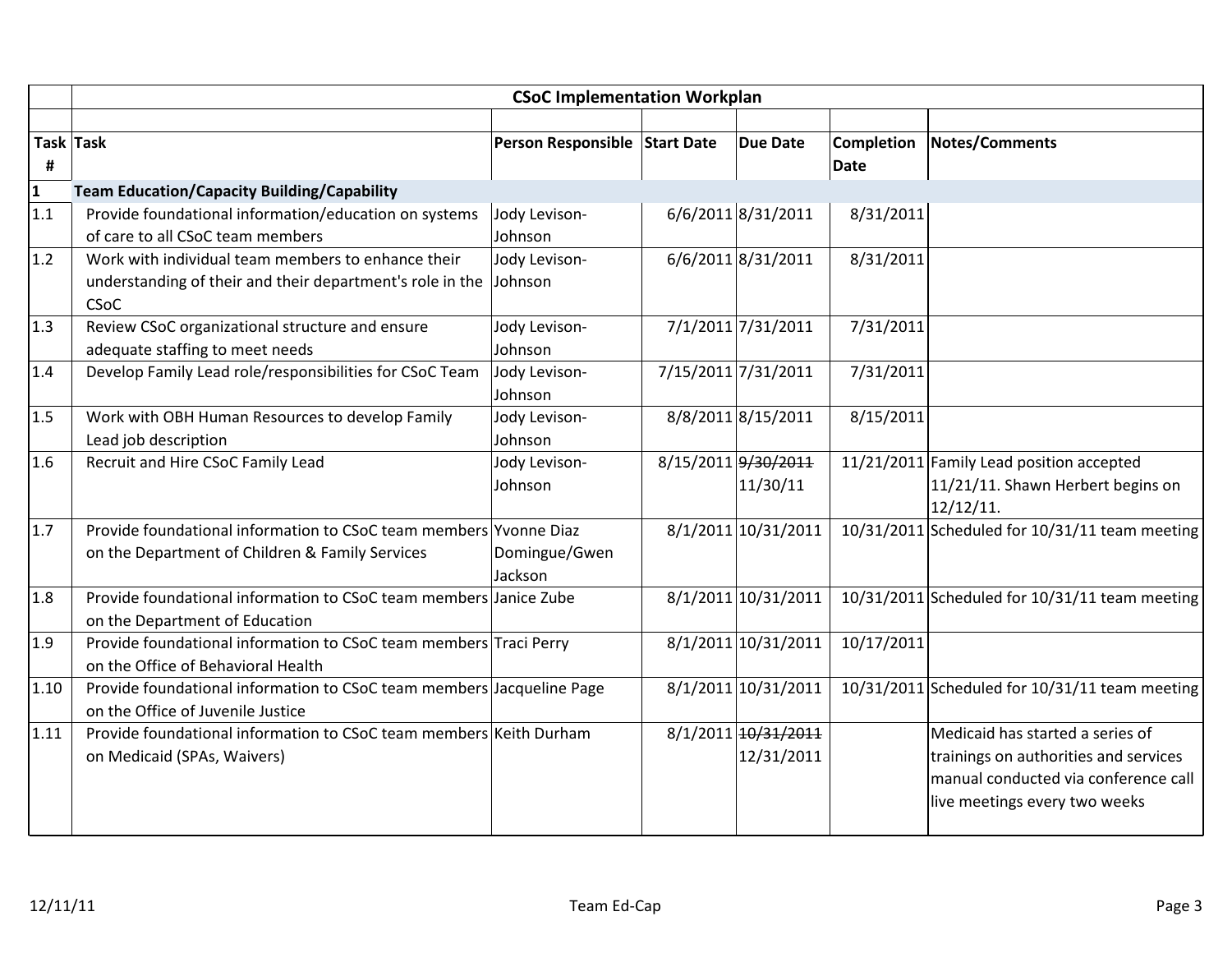| | CSoC Implementation Workplan | | | | | |
|---|---|---|---|---|---|---|
| | | | | | | |
| Task # | Task | Person Responsible | Start Date | Due Date | Completion Date | Notes/Comments |
| 1 | **Team Education/Capacity Building/Capability** | | | | | |
| 1.1 | Provide foundational information/education on systems of care to all CSoC team members | Jody Levison-Johnson | 6/6/2011 | 8/31/2011 | 8/31/2011 | |
| 1.2 | Work with individual team members to enhance their understanding of their and their department's role in the CSoC | Jody Levison-Johnson | 6/6/2011 | 8/31/2011 | 8/31/2011 | |
| 1.3 | Review CSoC organizational structure and ensure adequate staffing to meet needs | Jody Levison-Johnson | 7/1/2011 | 7/31/2011 | 7/31/2011 | |
| 1.4 | Develop Family Lead role/responsibilities for CSoC Team | Jody Levison-Johnson | 7/15/2011 | 7/31/2011 | 7/31/2011 | |
| 1.5 | Work with OBH Human Resources to develop Family Lead job description | Jody Levison-Johnson | 8/8/2011 | 8/15/2011 | 8/15/2011 | |
| 1.6 | Recruit and Hire CSoC Family Lead | Jody Levison-Johnson | 8/15/2011 | ~~9/30/2011~~ 11/30/11 | 11/21/2011 | Family Lead position accepted 11/21/11. Shawn Herbert begins on 12/12/11. |
| 1.7 | Provide foundational information to CSoC team members on the Department of Children & Family Services | Yvonne Diaz Domingue/Gwen Jackson | 8/1/2011 | 10/31/2011 | 10/31/2011 | Scheduled for 10/31/11 team meeting |
| 1.8 | Provide foundational information to CSoC team members on the Department of Education | Janice Zube | 8/1/2011 | 10/31/2011 | 10/31/2011 | Scheduled for 10/31/11 team meeting |
| 1.9 | Provide foundational information to CSoC team members on the Office of Behavioral Health | Traci Perry | 8/1/2011 | 10/31/2011 | 10/17/2011 | |
| 1.10 | Provide foundational information to CSoC team members on the Office of Juvenile Justice | Jacqueline Page | 8/1/2011 | 10/31/2011 | 10/31/2011 | Scheduled for 10/31/11 team meeting |
| 1.11 | Provide foundational information to CSoC team members on Medicaid (SPAs, Waivers) | Keith Durham | 8/1/2011 | ~~10/31/2011~~ 12/31/2011 | | Medicaid has started a series of trainings on authorities and services manual conducted via conference call live meetings every two weeks |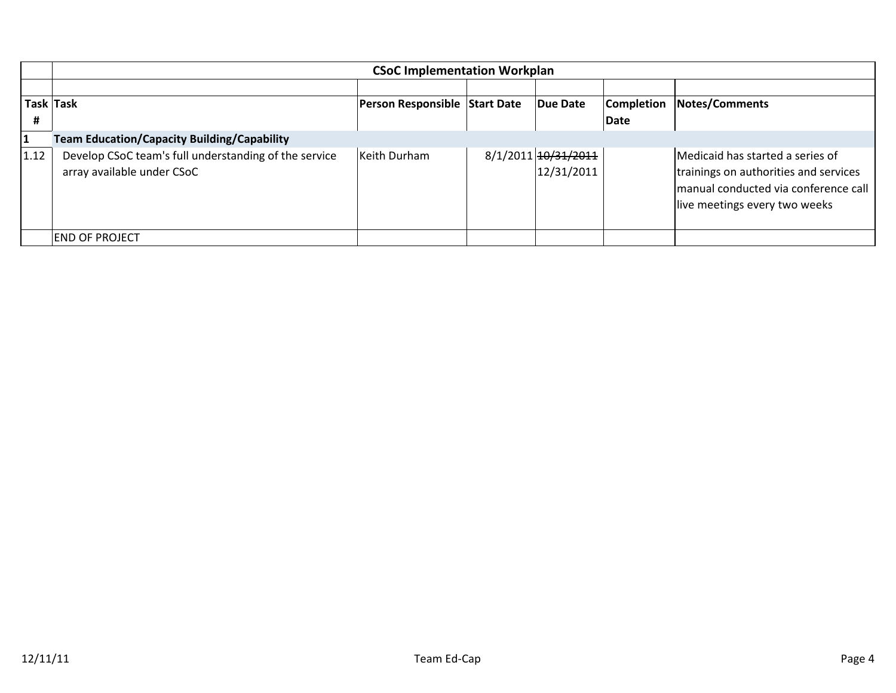| Task # | Task | Person Responsible | Start Date | Due Date | Completion Date | Notes/Comments |
|---|---|---|---|---|---|---|
| | **CSoC Implementation Workplan** | | | | | |
| **1** | **Team Education/Capacity Building/Capability** | | | | | |
| 1.12 | Develop CSoC team's full understanding of the service array available under CSoC | Keith Durham | 8/1/2011 | ~~10/31/2011~~ 12/31/2011 | | Medicaid has started a series of trainings on authorities and services manual conducted via conference call live meetings every two weeks |
| | END OF PROJECT | | | | | |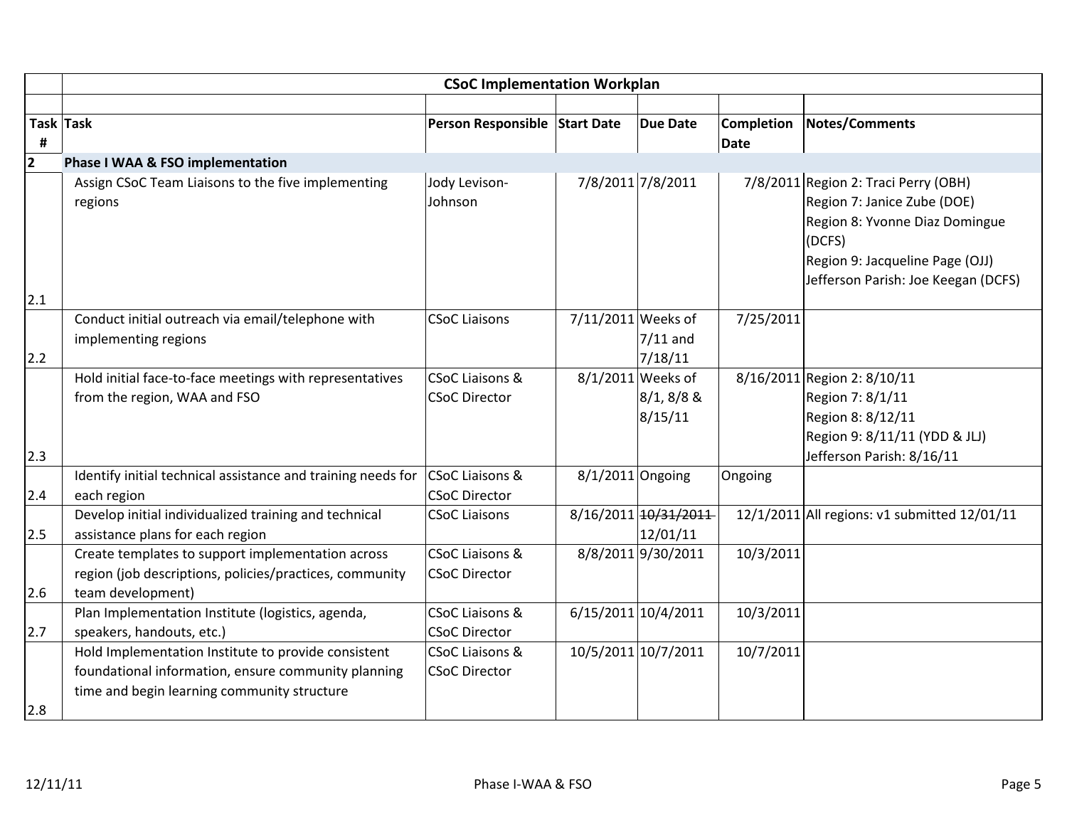| Task # | Task | Person Responsible | Start Date | Due Date | Completion Date | Notes/Comments |
|---|---|---|---|---|---|---|
| | **CSoC Implementation Workplan** | | | | | |
| **2** | **Phase I WAA & FSO implementation** | | | | | |
| 2.1 | Assign CSoC Team Liaisons to the five implementing regions | Jody Levison-Johnson | 7/8/2011 | 7/8/2011 | 7/8/2011 | Region 2: Traci Perry (OBH)<br>Region 7: Janice Zube (DOE)<br>Region 8: Yvonne Diaz Domingue (DCFS)<br>Region 9: Jacqueline Page (OJJ)<br>Jefferson Parish: Joe Keegan (DCFS) |
| 2.2 | Conduct initial outreach via email/telephone with implementing regions | CSoC Liaisons | 7/11/2011 | Weeks of 7/11 and 7/18/11 | 7/25/2011 | |
| 2.3 | Hold initial face-to-face meetings with representatives from the region, WAA and FSO | CSoC Liaisons & CSoC Director | 8/1/2011 | Weeks of 8/1, 8/8 & 8/15/11 | 8/16/2011 | Region 2: 8/10/11<br>Region 7: 8/1/11<br>Region 8: 8/12/11<br>Region 9: 8/11/11 (YDD & JLJ)<br>Jefferson Parish: 8/16/11 |
| 2.4 | Identify initial technical assistance and training needs for each region | CSoC Liaisons & CSoC Director | 8/1/2011 | Ongoing | Ongoing | |
| 2.5 | Develop initial individualized training and technical assistance plans for each region | CSoC Liaisons | 8/16/2011 | ~~10/31/2011~~ 12/01/11 | 12/1/2011 | All regions: v1 submitted 12/01/11 |
| 2.6 | Create templates to support implementation across region (job descriptions, policies/practices, community team development) | CSoC Liaisons & CSoC Director | 8/8/2011 | 9/30/2011 | 10/3/2011 | |
| 2.7 | Plan Implementation Institute (logistics, agenda, speakers, handouts, etc.) | CSoC Liaisons & CSoC Director | 6/15/2011 | 10/4/2011 | 10/3/2011 | |
| 2.8 | Hold Implementation Institute to provide consistent foundational information, ensure community planning time and begin learning community structure | CSoC Liaisons & CSoC Director | 10/5/2011 | 10/7/2011 | 10/7/2011 | |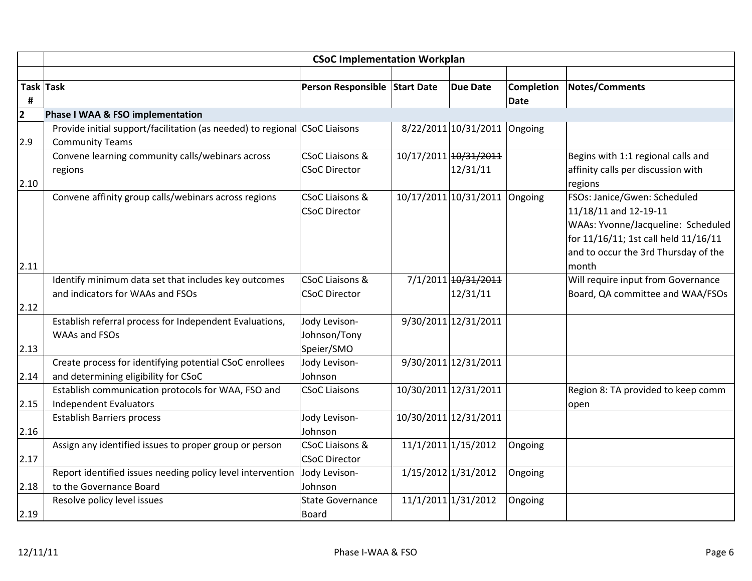| | CSoC Implementation Workplan | | | | | |
|---|---|---|---|---|---|---|
| **Task #** | **Task** | **Person Responsible** | **Start Date** | **Due Date** | **Completion Date** | **Notes/Comments** |
| **2** | **Phase I WAA & FSO implementation** | | | | | |
| 2.9 | Provide initial support/facilitation (as needed) to regional Community Teams | CSoC Liaisons | 8/22/2011 | 10/31/2011 | Ongoing | |
| 2.10 | Convene learning community calls/webinars across regions | CSoC Liaisons & CSoC Director | 10/17/2011 | ~~10/31/2011~~ 12/31/11 | | Begins with 1:1 regional calls and affinity calls per discussion with regions |
| 2.11 | Convene affinity group calls/webinars across regions | CSoC Liaisons & CSoC Director | 10/17/2011 | 10/31/2011 | Ongoing | FSOs: Janice/Gwen: Scheduled 11/18/11 and 12-19-11 WAAs: Yvonne/Jacqueline: Scheduled for 11/16/11; 1st call held 11/16/11 and to occur the 3rd Thursday of the month |
| 2.12 | Identify minimum data set that includes key outcomes and indicators for WAAs and FSOs | CSoC Liaisons & CSoC Director | 7/1/2011 | ~~10/31/2011~~ 12/31/11 | | Will require input from Governance Board, QA committee and WAA/FSOs |
| 2.13 | Establish referral process for Independent Evaluations, WAAs and FSOs | Jody Levison-Johnson/Tony Speier/SMO | 9/30/2011 | 12/31/2011 | | |
| 2.14 | Create process for identifying potential CSoC enrollees and determining eligibility for CSoC | Jody Levison-Johnson | 9/30/2011 | 12/31/2011 | | |
| 2.15 | Establish communication protocols for WAA, FSO and Independent Evaluators | CSoC Liaisons | 10/30/2011 | 12/31/2011 | | Region 8: TA provided to keep comm open |
| 2.16 | Establish Barriers process | Jody Levison-Johnson | 10/30/2011 | 12/31/2011 | | |
| 2.17 | Assign any identified issues to proper group or person | CSoC Liaisons & CSoC Director | 11/1/2011 | 1/15/2012 | Ongoing | |
| 2.18 | Report identified issues needing policy level intervention to the Governance Board | Jody Levison-Johnson | 1/15/2012 | 1/31/2012 | Ongoing | |
| 2.19 | Resolve policy level issues | State Governance Board | 11/1/2011 | 1/31/2012 | Ongoing | |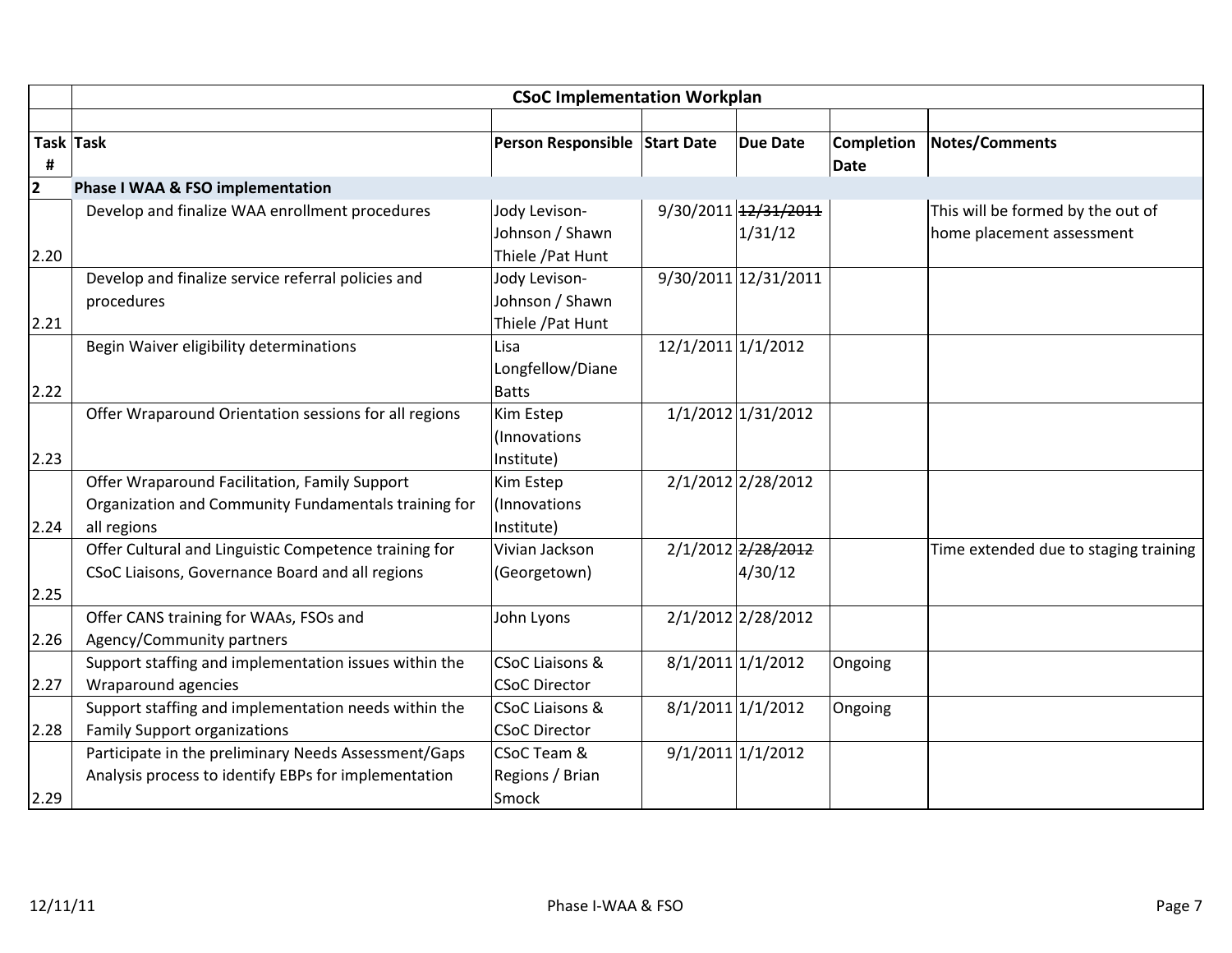| | CSoC Implementation Workplan | | | | | |
|---|---|---|---|---|---|---|
| **Task #** | **Task** | **Person Responsible** | **Start Date** | **Due Date** | **Completion Date** | **Notes/Comments** |
| **2** | **Phase I WAA & FSO implementation** | | | | | |
| 2.20 | Develop and finalize WAA enrollment procedures | Jody Levison-Johnson / Shawn Thiele /Pat Hunt | 9/30/2011 | ~~12/31/2011~~ 1/31/12 | | This will be formed by the out of home placement assessment |
| 2.21 | Develop and finalize service referral policies and procedures | Jody Levison-Johnson / Shawn Thiele /Pat Hunt | 9/30/2011 | 12/31/2011 | | |
| 2.22 | Begin Waiver eligibility determinations | Lisa Longfellow/Diane Batts | 12/1/2011 | 1/1/2012 | | |
| 2.23 | Offer Wraparound Orientation sessions for all regions | Kim Estep (Innovations Institute) | 1/1/2012 | 1/31/2012 | | |
| 2.24 | Offer Wraparound Facilitation, Family Support Organization and Community Fundamentals training for all regions | Kim Estep (Innovations Institute) | 2/1/2012 | 2/28/2012 | | |
| 2.25 | Offer Cultural and Linguistic Competence training for CSoC Liaisons, Governance Board and all regions | Vivian Jackson (Georgetown) | 2/1/2012 | ~~2/28/2012~~ 4/30/12 | | Time extended due to staging training |
| 2.26 | Offer CANS training for WAAs, FSOs and Agency/Community partners | John Lyons | 2/1/2012 | 2/28/2012 | | |
| 2.27 | Support staffing and implementation issues within the Wraparound agencies | CSoC Liaisons & CSoC Director | 8/1/2011 | 1/1/2012 | Ongoing | |
| 2.28 | Support staffing and implementation needs within the Family Support organizations | CSoC Liaisons & CSoC Director | 8/1/2011 | 1/1/2012 | Ongoing | |
| 2.29 | Participate in the preliminary Needs Assessment/Gaps Analysis process to identify EBPs for implementation | CSoC Team & Regions / Brian Smock | 9/1/2011 | 1/1/2012 | | |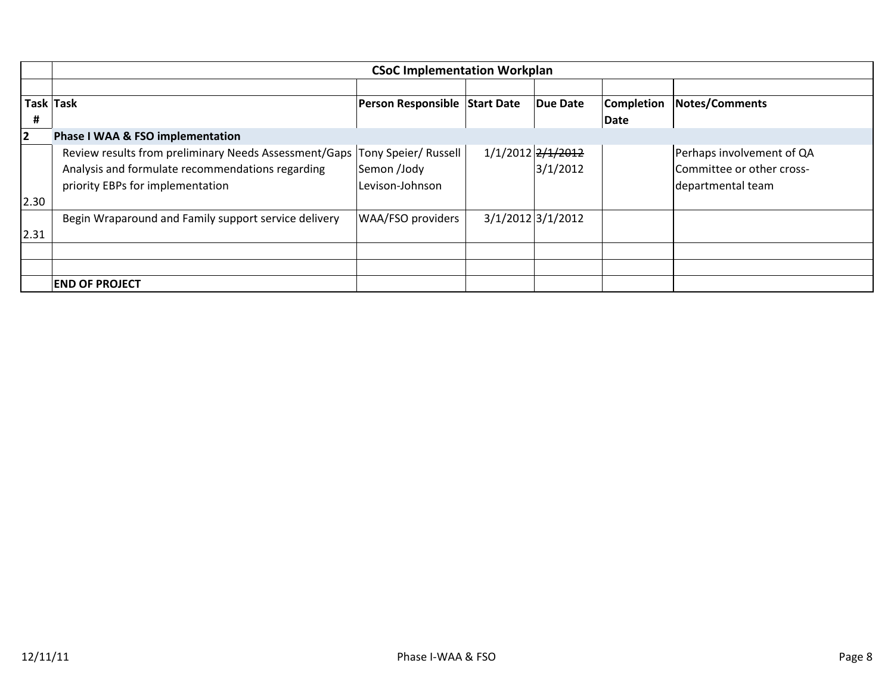| | CSoC Implementation Workplan | | | | | |
|---|---|---|---|---|---|---|
| | | | | | | |
| **Task #** | **Task** | **Person Responsible** | **Start Date** | **Due Date** | **Completion Date** | **Notes/Comments** |
| **2** | **Phase I WAA & FSO implementation** | | | | | |
| 2.30 | Review results from preliminary Needs Assessment/Gaps Analysis and formulate recommendations regarding priority EBPs for implementation | Tony Speier/ Russell Semon /Jody Levison-Johnson | 1/1/2012 | ~~2/1/2012~~ 3/1/2012 | | Perhaps involvement of QA Committee or other cross-departmental team |
| 2.31 | Begin Wraparound and Family support service delivery | WAA/FSO providers | 3/1/2012 | 3/1/2012 | | |
| | | | | | | |
| | | | | | | |
| | **END OF PROJECT** | | | | | |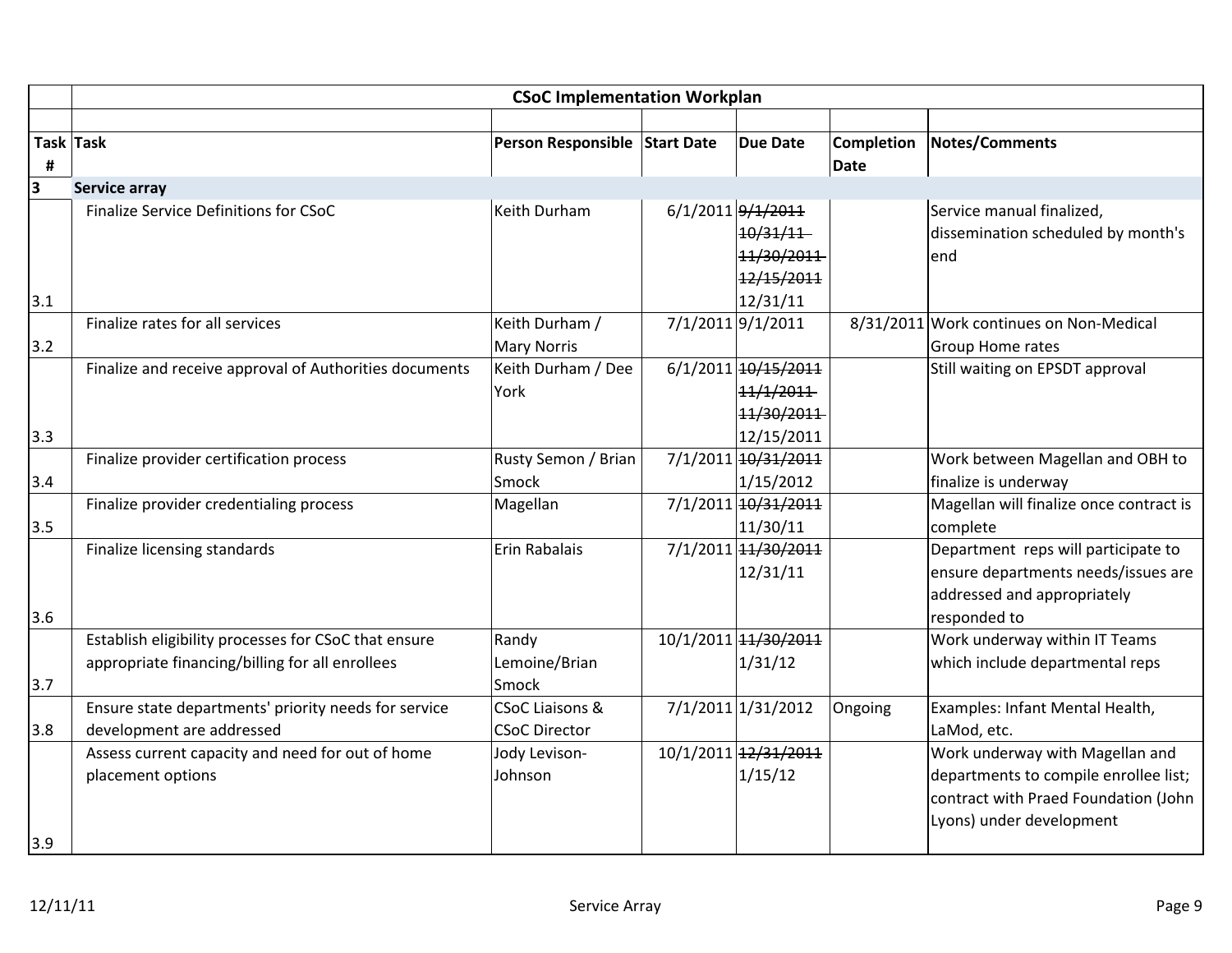| | CSoC Implementation Workplan | | | | | |
|---|---|---|---|---|---|---|
| | | | | | | |
| Task # | Task | Person Responsible | Start Date | Due Date | Completion Date | Notes/Comments |
| 3 | **Service array** | | | | | |
| 3.1 | Finalize Service Definitions for CSoC | Keith Durham | 6/1/2011 | ~~9/1/2011~~ ~~10/31/11~~ ~~11/30/2011~~ ~~12/15/2011~~ 12/31/11 | | Service manual finalized, dissemination scheduled by month's end |
| 3.2 | Finalize rates for all services | Keith Durham / Mary Norris | 7/1/2011 | 9/1/2011 | 8/31/2011 | Work continues on Non-Medical Group Home rates |
| 3.3 | Finalize and receive approval of Authorities documents | Keith Durham / Dee York | 6/1/2011 | ~~10/15/2011~~ ~~11/1/2011~~ ~~11/30/2011~~ 12/15/2011 | | Still waiting on EPSDT approval |
| 3.4 | Finalize provider certification process | Rusty Semon / Brian Smock | 7/1/2011 | ~~10/31/2011~~ 1/15/2012 | | Work between Magellan and OBH to finalize is underway |
| 3.5 | Finalize provider credentialing process | Magellan | 7/1/2011 | ~~10/31/2011~~ 11/30/11 | | Magellan will finalize once contract is complete |
| 3.6 | Finalize licensing standards | Erin Rabalais | 7/1/2011 | ~~11/30/2011~~ 12/31/11 | | Department reps will participate to ensure departments needs/issues are addressed and appropriately responded to |
| 3.7 | Establish eligibility processes for CSoC that ensure appropriate financing/billing for all enrollees | Randy Lemoine/Brian Smock | 10/1/2011 | ~~11/30/2011~~ 1/31/12 | | Work underway within IT Teams which include departmental reps |
| 3.8 | Ensure state departments' priority needs for service development are addressed | CSoC Liaisons & CSoC Director | 7/1/2011 | 1/31/2012 | Ongoing | Examples: Infant Mental Health, LaMod, etc. |
| 3.9 | Assess current capacity and need for out of home placement options | Jody Levison-Johnson | 10/1/2011 | ~~12/31/2011~~ 1/15/12 | | Work underway with Magellan and departments to compile enrollee list; contract with Praed Foundation (John Lyons) under development |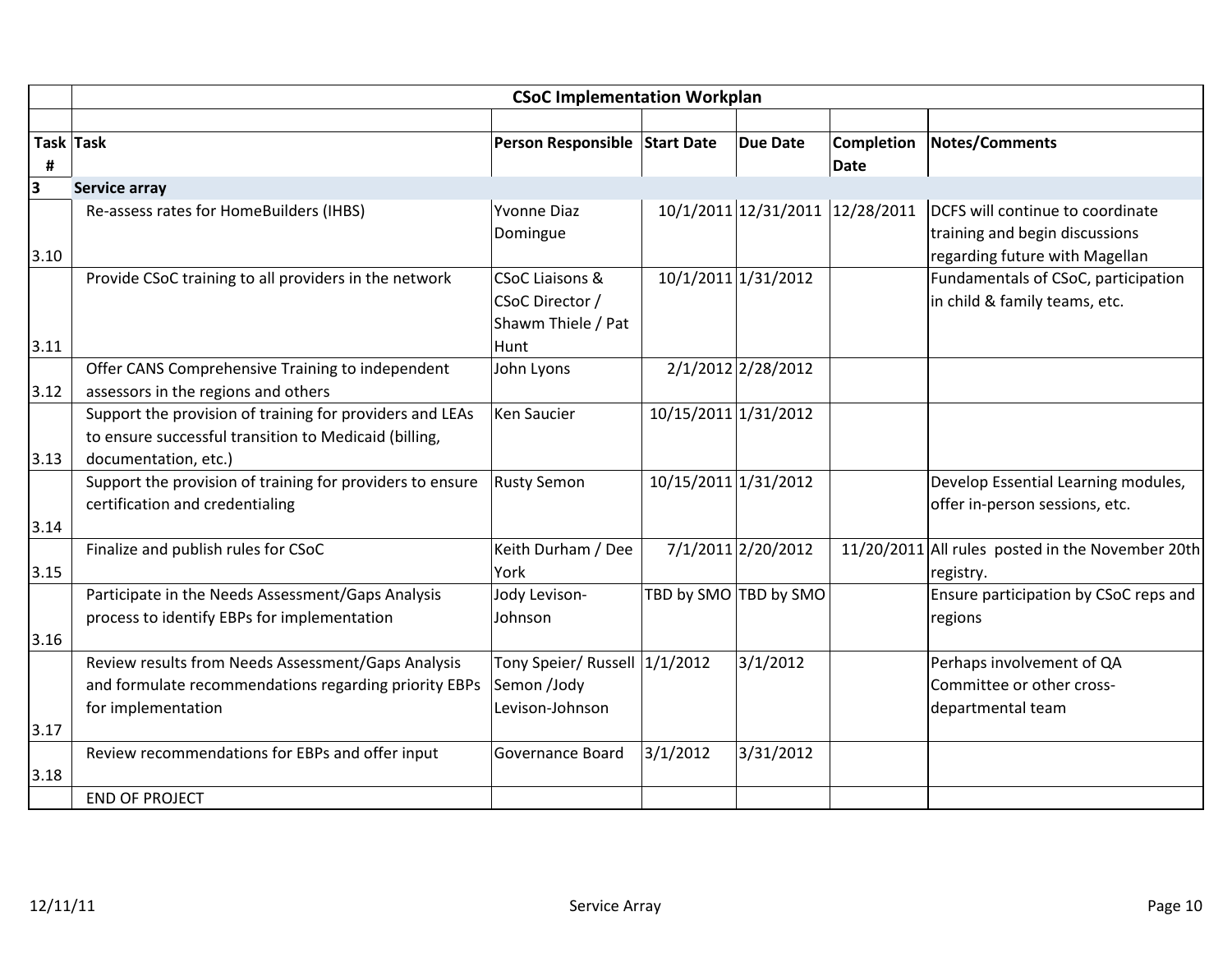| | CSoC Implementation Workplan | | | | | |
|---|---|---|---|---|---|---|
| **Task #** | **Task** | **Person Responsible** | **Start Date** | **Due Date** | **Completion Date** | **Notes/Comments** |
| **3** | **Service array** | | | | | |
| 3.10 | Re-assess rates for HomeBuilders (IHBS) | Yvonne Diaz Domingue | 10/1/2011 | 12/31/2011 | 12/28/2011 | DCFS will continue to coordinate training and begin discussions regarding future with Magellan |
| 3.11 | Provide CSoC training to all providers in the network | CSoC Liaisons & CSoC Director / Shawm Thiele / Pat Hunt | 10/1/2011 | 1/31/2012 | | Fundamentals of CSoC, participation in child & family teams, etc. |
| 3.12 | Offer CANS Comprehensive Training to independent assessors in the regions and others | John Lyons | 2/1/2012 | 2/28/2012 | | |
| 3.13 | Support the provision of training for providers and LEAs to ensure successful transition to Medicaid (billing, documentation, etc.) | Ken Saucier | 10/15/2011 | 1/31/2012 | | |
| 3.14 | Support the provision of training for providers to ensure certification and credentialing | Rusty Semon | 10/15/2011 | 1/31/2012 | | Develop Essential Learning modules, offer in-person sessions, etc. |
| 3.15 | Finalize and publish rules for CSoC | Keith Durham / Dee York | 7/1/2011 | 2/20/2012 | 11/20/2011 | All rules posted in the November 20th registry. |
| 3.16 | Participate in the Needs Assessment/Gaps Analysis process to identify EBPs for implementation | Jody Levison-Johnson | TBD by SMO | TBD by SMO | | Ensure participation by CSoC reps and regions |
| 3.17 | Review results from Needs Assessment/Gaps Analysis and formulate recommendations regarding priority EBPs for implementation | Tony Speier/ Russell Semon /Jody Levison-Johnson | 1/1/2012 | 3/1/2012 | | Perhaps involvement of QA Committee or other cross-departmental team |
| 3.18 | Review recommendations for EBPs and offer input | Governance Board | 3/1/2012 | 3/31/2012 | | |
| | END OF PROJECT | | | | | |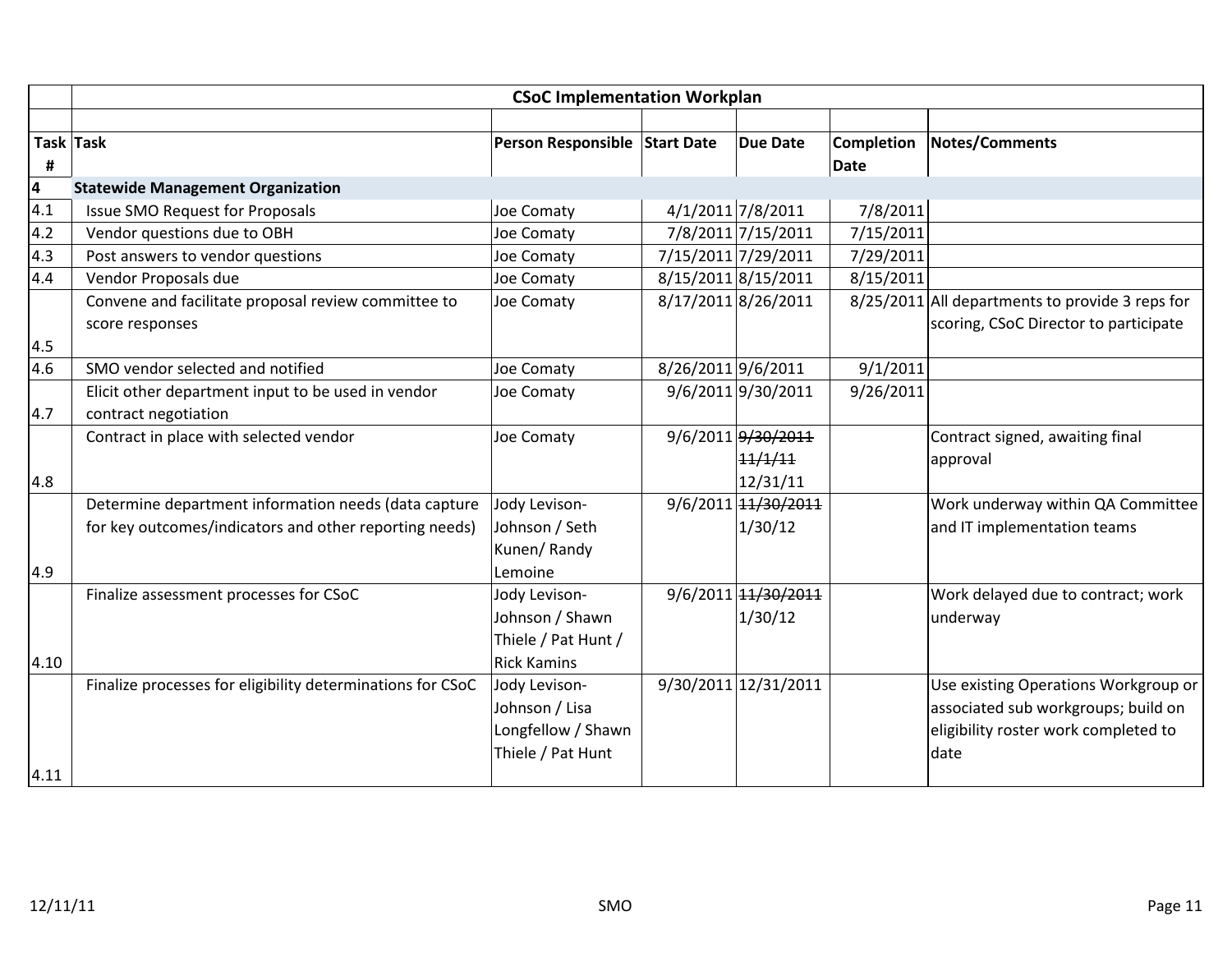| | CSoC Implementation Workplan | | | | | |
|---|---|---|---|---|---|---|
| **Task #** | **Task** | **Person Responsible** | **Start Date** | **Due Date** | **Completion Date** | **Notes/Comments** |
| **4** | **Statewide Management Organization** | | | | | |
| 4.1 | Issue SMO Request for Proposals | Joe Comaty | 4/1/2011 | 7/8/2011 | 7/8/2011 | |
| 4.2 | Vendor questions due to OBH | Joe Comaty | 7/8/2011 | 7/15/2011 | 7/15/2011 | |
| 4.3 | Post answers to vendor questions | Joe Comaty | 7/15/2011 | 7/29/2011 | 7/29/2011 | |
| 4.4 | Vendor Proposals due | Joe Comaty | 8/15/2011 | 8/15/2011 | 8/15/2011 | |
| 4.5 | Convene and facilitate proposal review committee to score responses | Joe Comaty | 8/17/2011 | 8/26/2011 | 8/25/2011 | All departments to provide 3 reps for scoring, CSoC Director to participate |
| 4.6 | SMO vendor selected and notified | Joe Comaty | 8/26/2011 | 9/6/2011 | 9/1/2011 | |
| 4.7 | Elicit other department input to be used in vendor contract negotiation | Joe Comaty | 9/6/2011 | 9/30/2011 | 9/26/2011 | |
| 4.8 | Contract in place with selected vendor | Joe Comaty | 9/6/2011 | ~~9/30/2011~~ ~~11/1/11~~ 12/31/11 | | Contract signed, awaiting final approval |
| 4.9 | Determine department information needs (data capture for key outcomes/indicators and other reporting needs) | Jody Levison-Johnson / Seth Kunen/ Randy Lemoine | 9/6/2011 | ~~11/30/2011~~ 1/30/12 | | Work underway within QA Committee and IT implementation teams |
| 4.10 | Finalize assessment processes for CSoC | Jody Levison-Johnson / Shawn Thiele / Pat Hunt / Rick Kamins | 9/6/2011 | ~~11/30/2011~~ 1/30/12 | | Work delayed due to contract; work underway |
| 4.11 | Finalize processes for eligibility determinations for CSoC | Jody Levison-Johnson / Lisa Longfellow / Shawn Thiele / Pat Hunt | 9/30/2011 | 12/31/2011 | | Use existing Operations Workgroup or associated sub workgroups; build on eligibility roster work completed to date |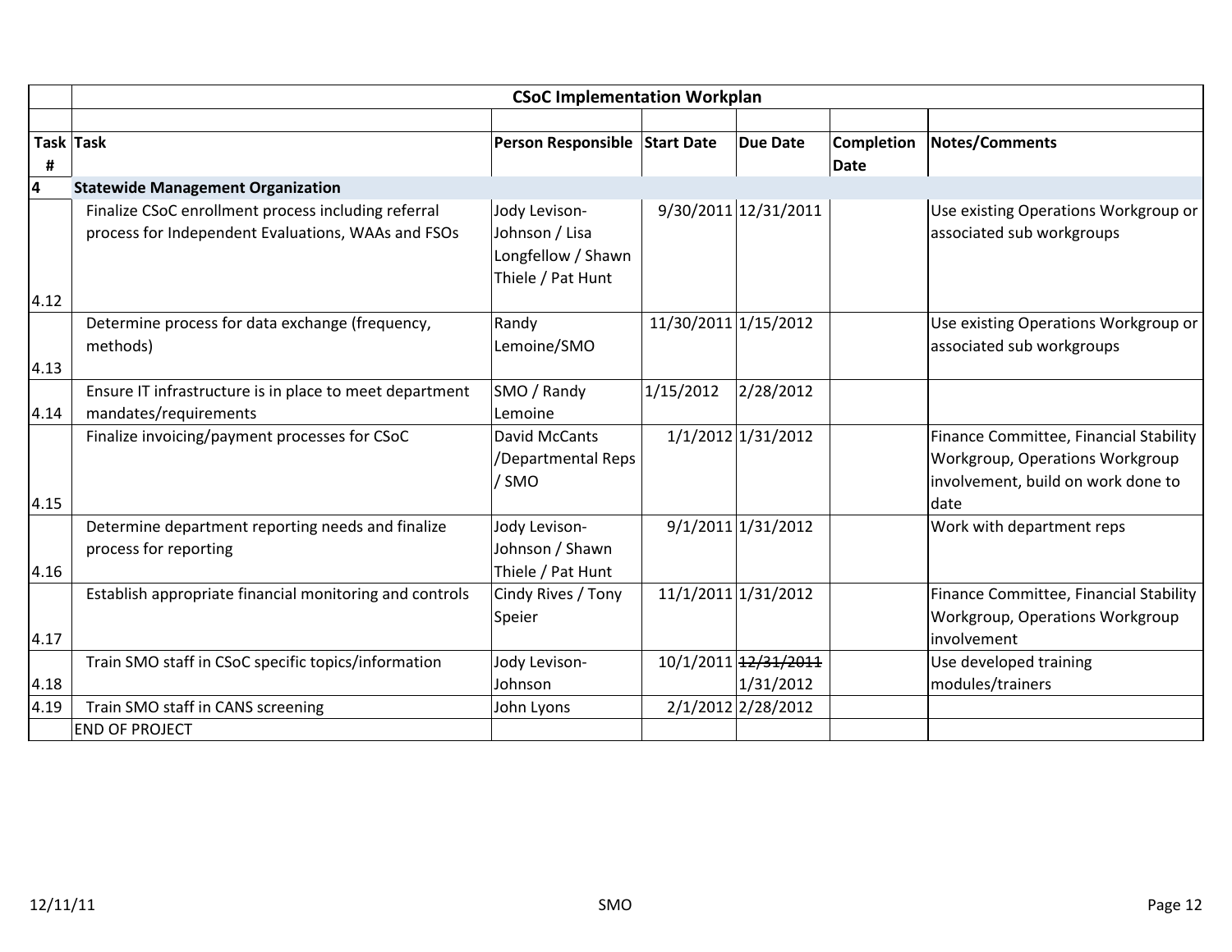| | CSoC Implementation Workplan | | | | | |
|---|---|---|---|---|---|---|
| | | | | | | |
| **Task #** | **Task** | **Person Responsible** | **Start Date** | **Due Date** | **Completion Date** | **Notes/Comments** |
| **4** | **Statewide Management Organization** | | | | | |
| 4.12 | Finalize CSoC enrollment process including referral process for Independent Evaluations, WAAs and FSOs | Jody Levison-Johnson / Lisa Longfellow / Shawn Thiele / Pat Hunt | 9/30/2011 | 12/31/2011 | | Use existing Operations Workgroup or associated sub workgroups |
| 4.13 | Determine process for data exchange (frequency, methods) | Randy Lemoine/SMO | 11/30/2011 | 1/15/2012 | | Use existing Operations Workgroup or associated sub workgroups |
| 4.14 | Ensure IT infrastructure is in place to meet department mandates/requirements | SMO / Randy Lemoine | 1/15/2012 | 2/28/2012 | | |
| 4.15 | Finalize invoicing/payment processes for CSoC | David McCants /Departmental Reps / SMO | 1/1/2012 | 1/31/2012 | | Finance Committee, Financial Stability Workgroup, Operations Workgroup involvement, build on work done to date |
| 4.16 | Determine department reporting needs and finalize process for reporting | Jody Levison-Johnson / Shawn Thiele / Pat Hunt | 9/1/2011 | 1/31/2012 | | Work with department reps |
| 4.17 | Establish appropriate financial monitoring and controls | Cindy Rives / Tony Speier | 11/1/2011 | 1/31/2012 | | Finance Committee, Financial Stability Workgroup, Operations Workgroup involvement |
| 4.18 | Train SMO staff in CSoC specific topics/information | Jody Levison-Johnson | 10/1/2011 | ~~12/31/2011~~ 1/31/2012 | | Use developed training modules/trainers |
| 4.19 | Train SMO staff in CANS screening | John Lyons | 2/1/2012 | 2/28/2012 | | |
| | END OF PROJECT | | | | | |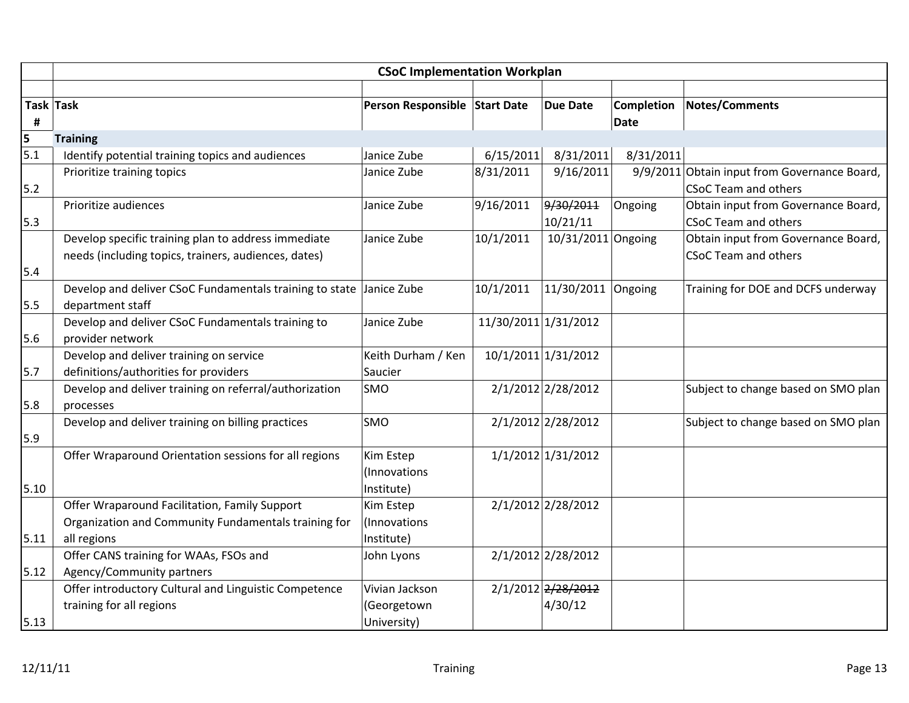| | CSoC Implementation Workplan | | | | | |
|---|---|---|---|---|---|---|
| **Task #** | **Task** | **Person Responsible** | **Start Date** | **Due Date** | **Completion Date** | **Notes/Comments** |
| **5** | **Training** | | | | | |
| 5.1 | Identify potential training topics and audiences | Janice Zube | 6/15/2011 | 8/31/2011 | 8/31/2011 | |
| 5.2 | Prioritize training topics | Janice Zube | 8/31/2011 | 9/16/2011 | 9/9/2011 | Obtain input from Governance Board, CSoC Team and others |
| 5.3 | Prioritize audiences | Janice Zube | 9/16/2011 | ~~9/30/2011~~ 10/21/11 | Ongoing | Obtain input from Governance Board, CSoC Team and others |
| 5.4 | Develop specific training plan to address immediate needs (including topics, trainers, audiences, dates) | Janice Zube | 10/1/2011 | 10/31/2011 | Ongoing | Obtain input from Governance Board, CSoC Team and others |
| 5.5 | Develop and deliver CSoC Fundamentals training to state department staff | Janice Zube | 10/1/2011 | 11/30/2011 | Ongoing | Training for DOE and DCFS underway |
| 5.6 | Develop and deliver CSoC Fundamentals training to provider network | Janice Zube | 11/30/2011 | 1/31/2012 | | |
| 5.7 | Develop and deliver training on service definitions/authorities for providers | Keith Durham / Ken Saucier | 10/1/2011 | 1/31/2012 | | |
| 5.8 | Develop and deliver training on referral/authorization processes | SMO | 2/1/2012 | 2/28/2012 | | Subject to change based on SMO plan |
| 5.9 | Develop and deliver training on billing practices | SMO | 2/1/2012 | 2/28/2012 | | Subject to change based on SMO plan |
| 5.10 | Offer Wraparound Orientation sessions for all regions | Kim Estep (Innovations Institute) | 1/1/2012 | 1/31/2012 | | |
| 5.11 | Offer Wraparound Facilitation, Family Support Organization and Community Fundamentals training for all regions | Kim Estep (Innovations Institute) | 2/1/2012 | 2/28/2012 | | |
| 5.12 | Offer CANS training for WAAs, FSOs and Agency/Community partners | John Lyons | 2/1/2012 | 2/28/2012 | | |
| 5.13 | Offer introductory Cultural and Linguistic Competence training for all regions | Vivian Jackson (Georgetown University) | 2/1/2012 | ~~2/28/2012~~ 4/30/12 | | |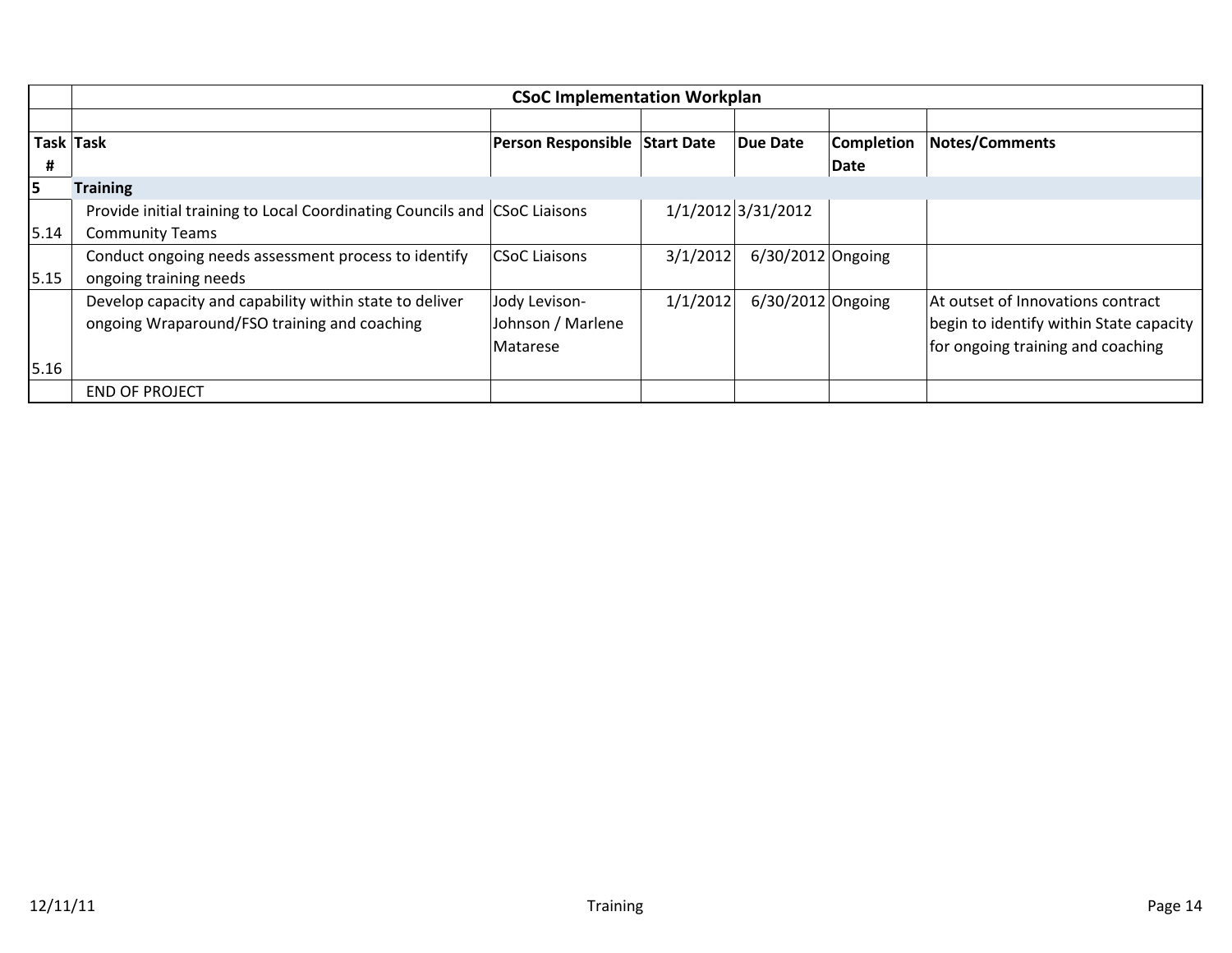| | CSoC Implementation Workplan | | | | | |
|---|---|---|---|---|---|---|
| **Task #** | **Task** | **Person Responsible** | **Start Date** | **Due Date** | **Completion Date** | **Notes/Comments** |
| **5** | **Training** | | | | | |
| 5.14 | Provide initial training to Local Coordinating Councils and Community Teams | CSoC Liaisons | 1/1/2012 | 3/31/2012 | | |
| 5.15 | Conduct ongoing needs assessment process to identify ongoing training needs | CSoC Liaisons | 3/1/2012 | 6/30/2012 | Ongoing | |
| 5.16 | Develop capacity and capability within state to deliver ongoing Wraparound/FSO training and coaching | Jody Levison-Johnson / Marlene Matarese | 1/1/2012 | 6/30/2012 | Ongoing | At outset of Innovations contract begin to identify within State capacity for ongoing training and coaching |
| | END OF PROJECT | | | | | |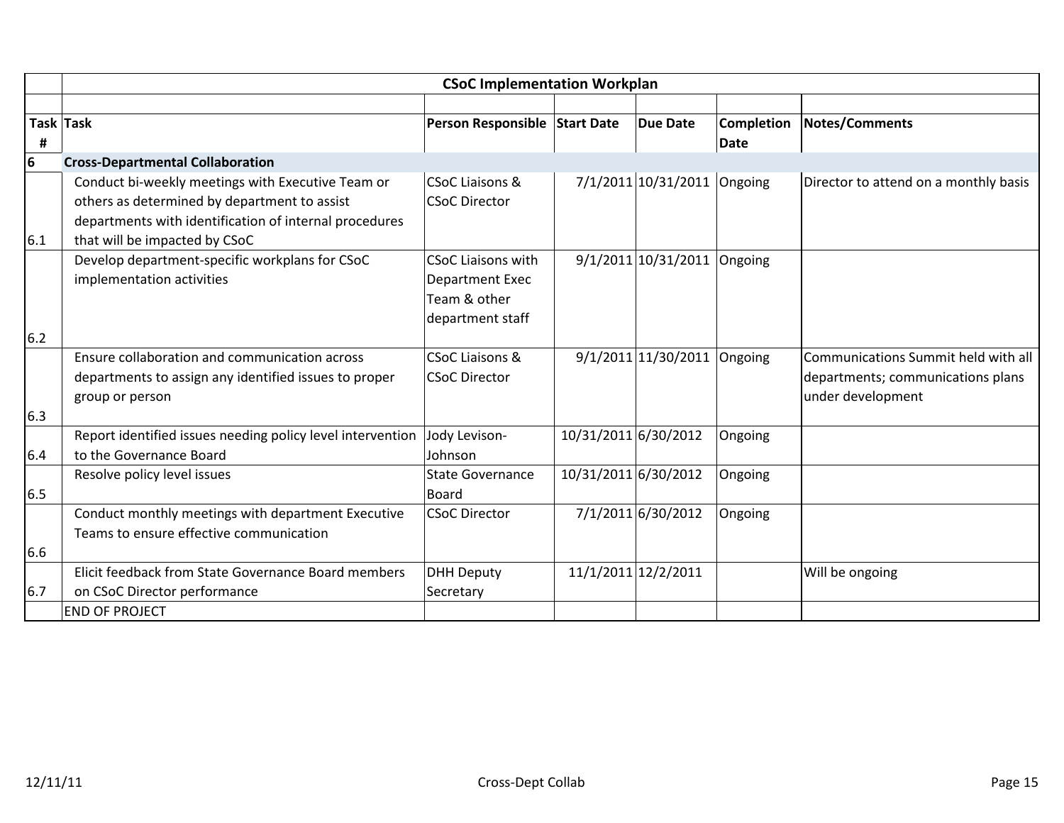| Task # | CSoC Implementation Workplan | | | | | |
|---|---|---|---|---|---|---|
| | | | | | | |
| Task # | Task | Person Responsible | Start Date | Due Date | Completion Date | Notes/Comments |
| **6** | **Cross-Departmental Collaboration** | | | | | |
| 6.1 | Conduct bi-weekly meetings with Executive Team or others as determined by department to assist departments with identification of internal procedures that will be impacted by CSoC | CSoC Liaisons & CSoC Director | 7/1/2011 | 10/31/2011 | Ongoing | Director to attend on a monthly basis |
| 6.2 | Develop department-specific workplans for CSoC implementation activities | CSoC Liaisons with Department Exec Team & other department staff | 9/1/2011 | 10/31/2011 | Ongoing | |
| 6.3 | Ensure collaboration and communication across departments to assign any identified issues to proper group or person | CSoC Liaisons & CSoC Director | 9/1/2011 | 11/30/2011 | Ongoing | Communications Summit held with all departments; communications plans under development |
| 6.4 | Report identified issues needing policy level intervention to the Governance Board | Jody Levison-Johnson | 10/31/2011 | 6/30/2012 | Ongoing | |
| 6.5 | Resolve policy level issues | State Governance Board | 10/31/2011 | 6/30/2012 | Ongoing | |
| 6.6 | Conduct monthly meetings with department Executive Teams to ensure effective communication | CSoC Director | 7/1/2011 | 6/30/2012 | Ongoing | |
| 6.7 | Elicit feedback from State Governance Board members on CSoC Director performance | DHH Deputy Secretary | 11/1/2011 | 12/2/2011 | | Will be ongoing |
| | END OF PROJECT | | | | | |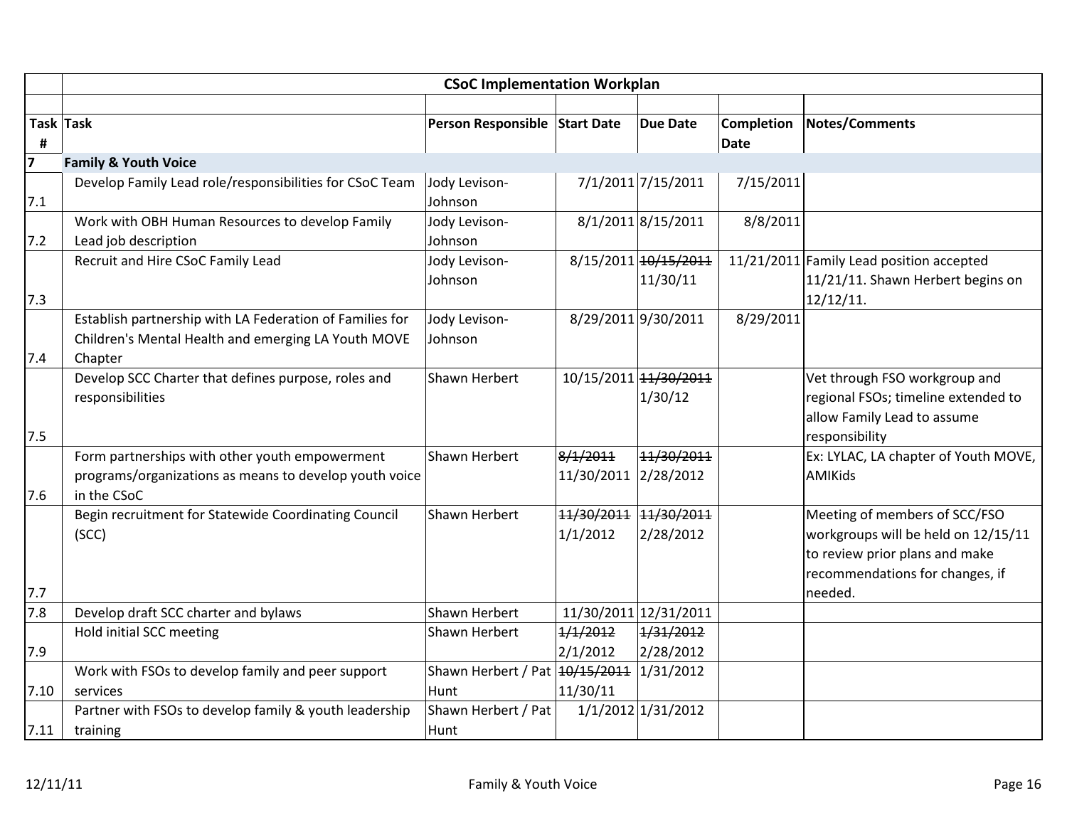| | **CSoC Implementation Workplan** | | | | | |
|---|---|---|---|---|---|---|
| **Task #** | **Task** | **Person Responsible** | **Start Date** | **Due Date** | **Completion Date** | **Notes/Comments** |
| **7** | **Family & Youth Voice** | | | | | |
| 7.1 | Develop Family Lead role/responsibilities for CSoC Team | Jody Levison-Johnson | 7/1/2011 | 7/15/2011 | 7/15/2011 | |
| 7.2 | Work with OBH Human Resources to develop Family Lead job description | Jody Levison-Johnson | 8/1/2011 | 8/15/2011 | 8/8/2011 | |
| 7.3 | Recruit and Hire CSoC Family Lead | Jody Levison-Johnson | 8/15/2011 | ~~10/15/2011~~ 11/30/11 | 11/21/2011 | Family Lead position accepted 11/21/11. Shawn Herbert begins on 12/12/11. |
| 7.4 | Establish partnership with LA Federation of Families for Children's Mental Health and emerging LA Youth MOVE Chapter | Jody Levison-Johnson | 8/29/2011 | 9/30/2011 | 8/29/2011 | |
| 7.5 | Develop SCC Charter that defines purpose, roles and responsibilities | Shawn Herbert | 10/15/2011 | ~~11/30/2011~~ 1/30/12 | | Vet through FSO workgroup and regional FSOs; timeline extended to allow Family Lead to assume responsibility |
| 7.6 | Form partnerships with other youth empowerment programs/organizations as means to develop youth voice in the CSoC | Shawn Herbert | ~~8/1/2011~~ 11/30/2011 | ~~11/30/2011~~ 2/28/2012 | | Ex: LYLAC, LA chapter of Youth MOVE, AMIKids |
| 7.7 | Begin recruitment for Statewide Coordinating Council (SCC) | Shawn Herbert | ~~11/30/2011~~ 1/1/2012 | ~~11/30/2011~~ 2/28/2012 | | Meeting of members of SCC/FSO workgroups will be held on 12/15/11 to review prior plans and make recommendations for changes, if needed. |
| 7.8 | Develop draft SCC charter and bylaws | Shawn Herbert | 11/30/2011 | 12/31/2011 | | |
| 7.9 | Hold initial SCC meeting | Shawn Herbert | ~~1/1/2012~~ 2/1/2012 | ~~1/31/2012~~ 2/28/2012 | | |
| 7.10 | Work with FSOs to develop family and peer support services | Shawn Herbert / Pat Hunt | ~~10/15/2011~~ 11/30/11 | 1/31/2012 | | |
| 7.11 | Partner with FSOs to develop family & youth leadership training | Shawn Herbert / Pat Hunt | 1/1/2012 | 1/31/2012 | | |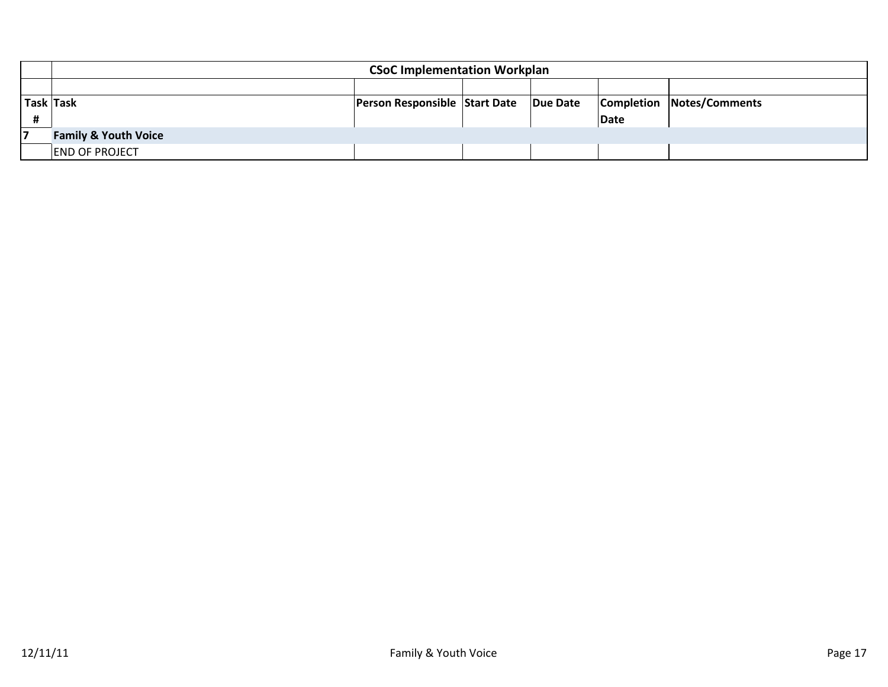| | CSoC Implementation Workplan | | | | | |
|---|---|---|---|---|---|---|
| | | | | | | |
| Task # | Task | Person Responsible | Start Date | Due Date | Completion Date | Notes/Comments |
| **7** | **Family & Youth Voice** | | | | | |
| | END OF PROJECT | | | | | |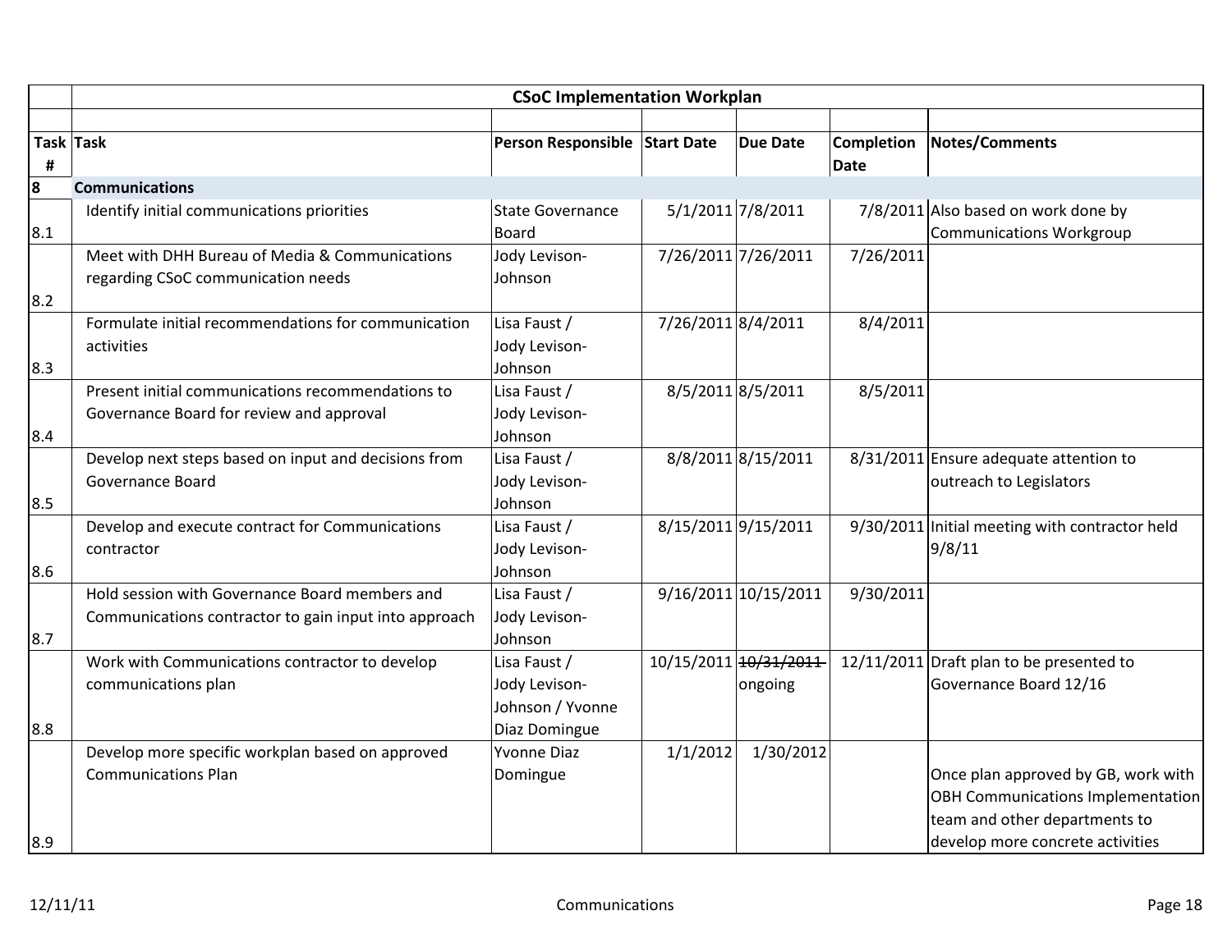| Task # | Task | Person Responsible | Start Date | Due Date | Completion Date | Notes/Comments |
|---|---|---|---|---|---|---|
| | **CSoC Implementation Workplan** | | | | | |
| **8** | **Communications** | | | | | |
| 8.1 | Identify initial communications priorities | State Governance Board | 5/1/2011 | 7/8/2011 | 7/8/2011 | Also based on work done by Communications Workgroup |
| 8.2 | Meet with DHH Bureau of Media & Communications regarding CSoC communication needs | Jody Levison-Johnson | 7/26/2011 | 7/26/2011 | 7/26/2011 | |
| 8.3 | Formulate initial recommendations for communication activities | Lisa Faust / Jody Levison-Johnson | 7/26/2011 | 8/4/2011 | 8/4/2011 | |
| 8.4 | Present initial communications recommendations to Governance Board for review and approval | Lisa Faust / Jody Levison-Johnson | 8/5/2011 | 8/5/2011 | 8/5/2011 | |
| 8.5 | Develop next steps based on input and decisions from Governance Board | Lisa Faust / Jody Levison-Johnson | 8/8/2011 | 8/15/2011 | 8/31/2011 | Ensure adequate attention to outreach to Legislators |
| 8.6 | Develop and execute contract for Communications contractor | Lisa Faust / Jody Levison-Johnson | 8/15/2011 | 9/15/2011 | 9/30/2011 | Initial meeting with contractor held 9/8/11 |
| 8.7 | Hold session with Governance Board members and Communications contractor to gain input into approach | Lisa Faust / Jody Levison-Johnson | 9/16/2011 | 10/15/2011 | 9/30/2011 | |
| 8.8 | Work with Communications contractor to develop communications plan | Lisa Faust / Jody Levison-Johnson / Yvonne Diaz Domingue | 10/15/2011 | ~~10/31/2011~~ ongoing | 12/11/2011 | Draft plan to be presented to Governance Board 12/16 |
| 8.9 | Develop more specific workplan based on approved Communications Plan | Yvonne Diaz Domingue | 1/1/2012 | 1/30/2012 | | Once plan approved by GB, work with OBH Communications Implementation team and other departments to develop more concrete activities |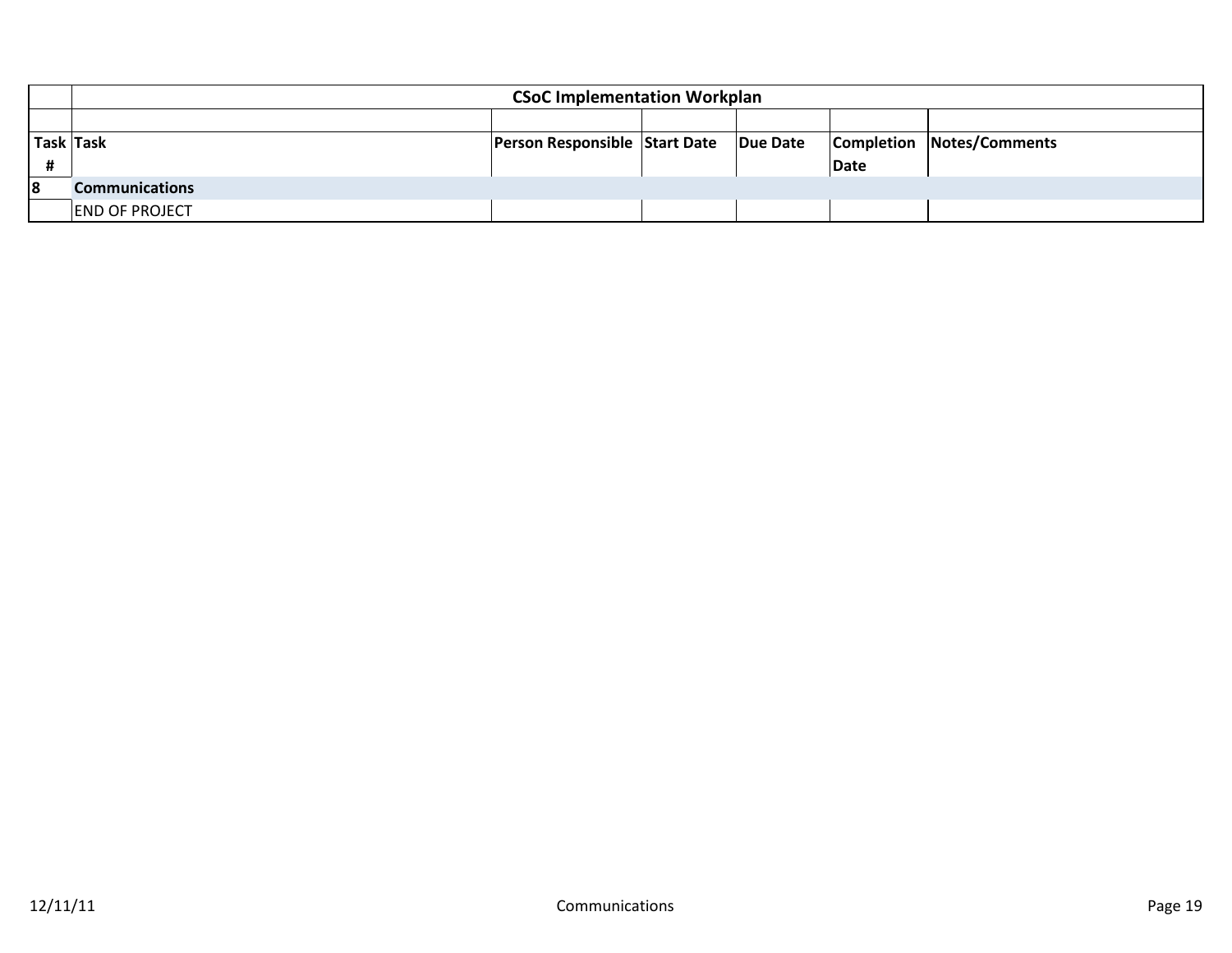| | CSoC Implementation Workplan | | | | | |
|---|---|---|---|---|---|---|
| | | | | | | |
| Task # | Task | Person Responsible | Start Date | Due Date | Completion Date | Notes/Comments |
| **8** | **Communications** | | | | | |
| | END OF PROJECT | | | | | |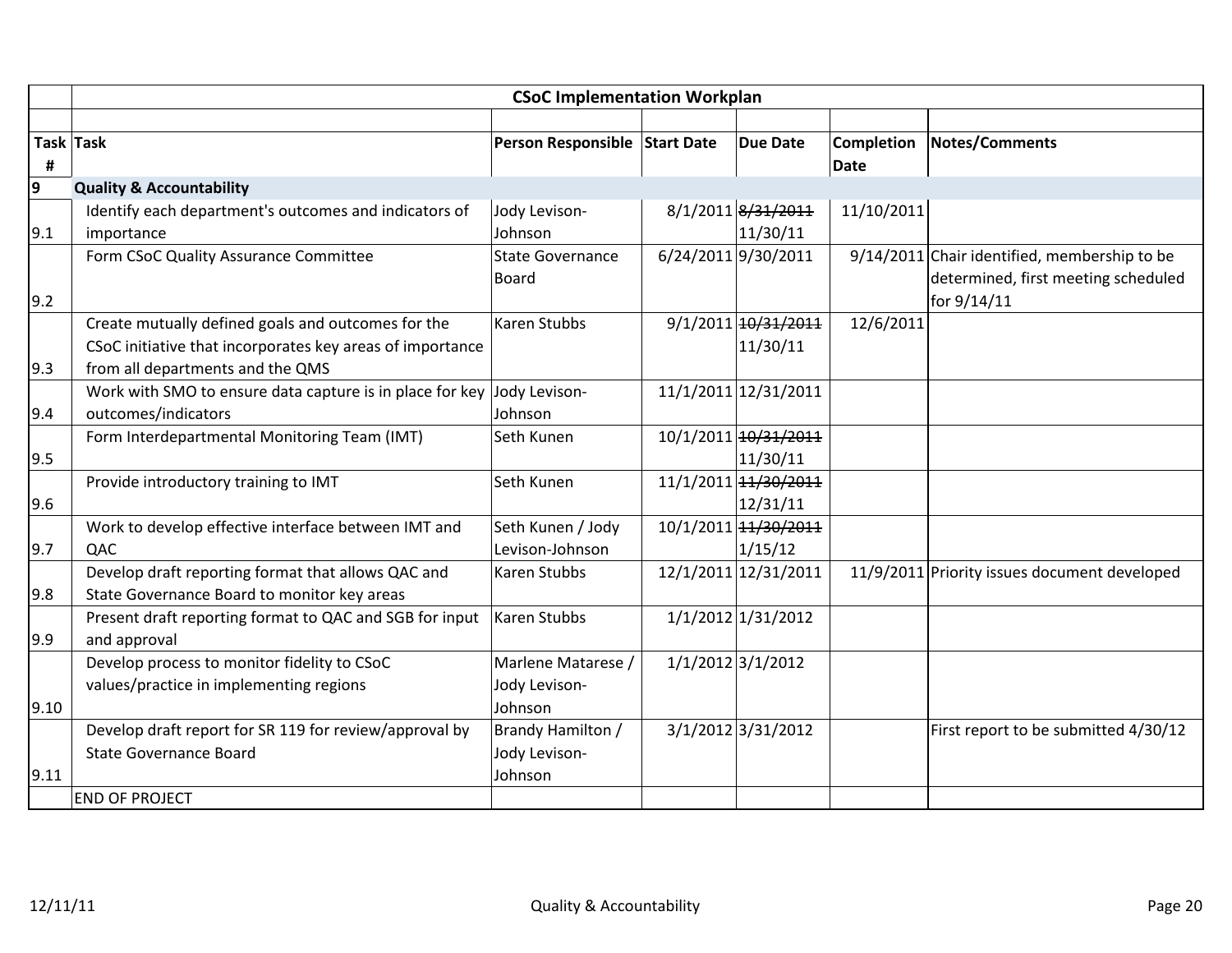| Task # | Task | Person Responsible | Start Date | Due Date | Completion Date | Notes/Comments |
|---|---|---|---|---|---|---|
| | **CSoC Implementation Workplan** | | | | | |
| **9** | **Quality & Accountability** | | | | | |
| 9.1 | Identify each department's outcomes and indicators of importance | Jody Levison-Johnson | 8/1/2011 | ~~8/31/2011~~ 11/30/11 | 11/10/2011 | |
| 9.2 | Form CSoC Quality Assurance Committee | State Governance Board | 6/24/2011 | 9/30/2011 | 9/14/2011 | Chair identified, membership to be determined, first meeting scheduled for 9/14/11 |
| 9.3 | Create mutually defined goals and outcomes for the CSoC initiative that incorporates key areas of importance from all departments and the QMS | Karen Stubbs | 9/1/2011 | ~~10/31/2011~~ 11/30/11 | 12/6/2011 | |
| 9.4 | Work with SMO to ensure data capture is in place for key outcomes/indicators | Jody Levison-Johnson | 11/1/2011 | 12/31/2011 | | |
| 9.5 | Form Interdepartmental Monitoring Team (IMT) | Seth Kunen | 10/1/2011 | ~~10/31/2011~~ 11/30/11 | | |
| 9.6 | Provide introductory training to IMT | Seth Kunen | 11/1/2011 | ~~11/30/2011~~ 12/31/11 | | |
| 9.7 | Work to develop effective interface between IMT and QAC | Seth Kunen / Jody Levison-Johnson | 10/1/2011 | ~~11/30/2011~~ 1/15/12 | | |
| 9.8 | Develop draft reporting format that allows QAC and State Governance Board to monitor key areas | Karen Stubbs | 12/1/2011 | 12/31/2011 | 11/9/2011 | Priority issues document developed |
| 9.9 | Present draft reporting format to QAC and SGB for input and approval | Karen Stubbs | 1/1/2012 | 1/31/2012 | | |
| 9.10 | Develop process to monitor fidelity to CSoC values/practice in implementing regions | Marlene Matarese / Jody Levison-Johnson | 1/1/2012 | 3/1/2012 | | |
| 9.11 | Develop draft report for SR 119 for review/approval by State Governance Board | Brandy Hamilton / Jody Levison-Johnson | 3/1/2012 | 3/31/2012 | | First report to be submitted 4/30/12 |
| | END OF PROJECT | | | | | |